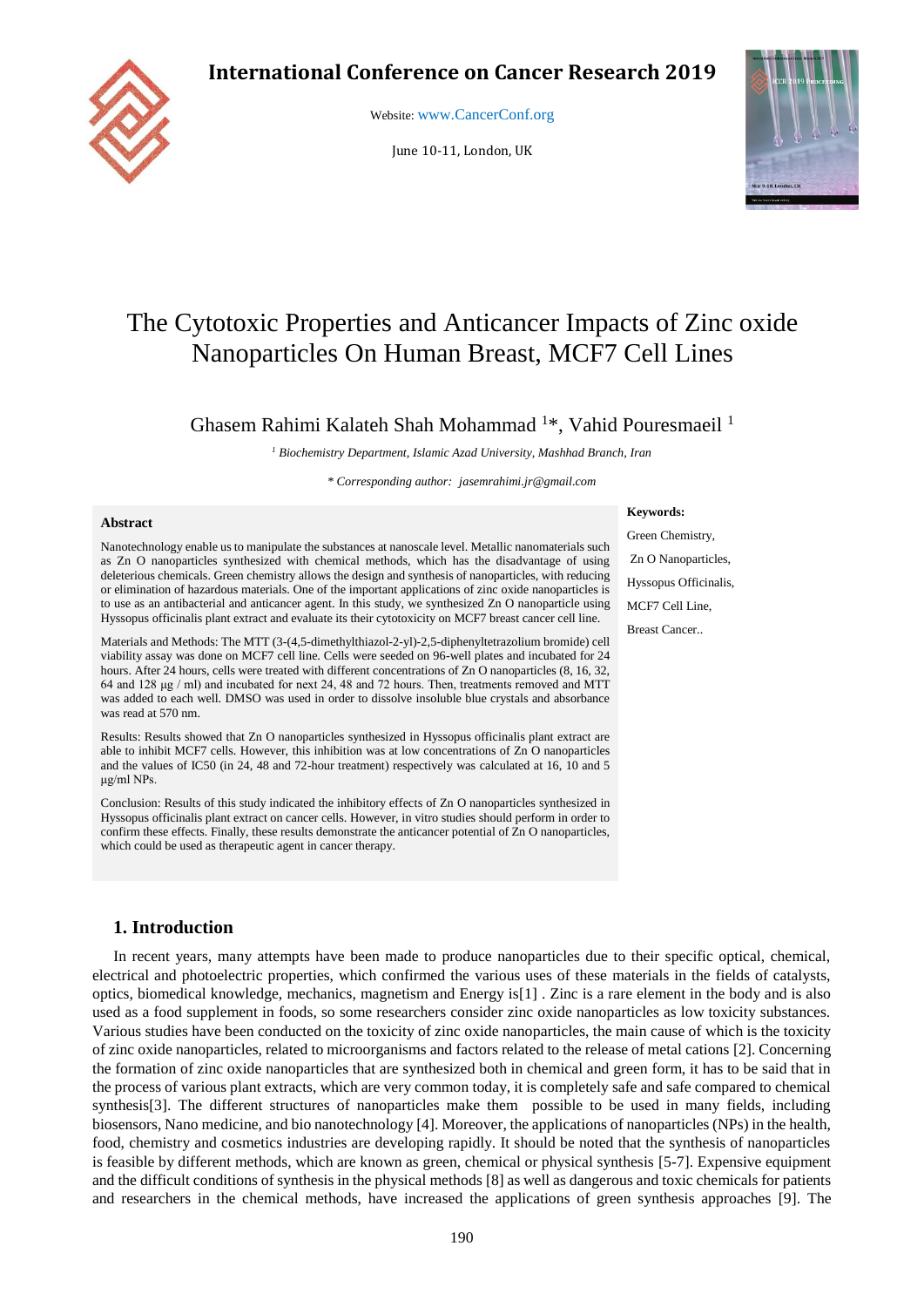# The Cytotoxic Properties and Anticancer Impacts of Zinc oxide Nanoparticles On Human Breast, MCF7 Cell Lines

Ghasem Rahimi Kalateh Shah Mohammad [1]*, Vahid Pouresmaeil [1]

[1] *Biochemistry Department, Islamic Azad University, Mashhad Branch, Iran*

*\* Corresponding author: jasemrahimi.jr@gmail.com*

### Abstract

Nanotechnology enable us to manipulate the substances at nanoscale level. Metallic nanomaterials such as Zn O nanoparticles synthesized with chemical methods, which has the disadvantage of using deleterious chemicals. Green chemistry allows the design and synthesis of nanoparticles, with reducing or elimination of hazardous materials. One of the important applications of zinc oxide nanoparticles is to use as an antibacterial and anticancer agent. In this study, we synthesized Zn O nanoparticle using Hyssopus officinalis plant extract and evaluate its their cytotoxicity on MCF7 breast cancer cell line.

Materials and Methods: The MTT (3-(4,5-dimethylthiazol-2-yl)-2,5-diphenyltetrazolium bromide) cell viability assay was done on MCF7 cell line. Cells were seeded on 96-well plates and incubated for 24 hours. After 24 hours, cells were treated with different concentrations of Zn O nanoparticles (8, 16, 32, 64 and 128 µg / ml) and incubated for next 24, 48 and 72 hours. Then, treatments removed and MTT was added to each well. DMSO was used in order to dissolve insoluble blue crystals and absorbance was read at 570 nm.

Results: Results showed that Zn O nanoparticles synthesized in Hyssopus officinalis plant extract are able to inhibit MCF7 cells. However, this inhibition was at low concentrations of Zn O nanoparticles and the values of IC50 (in 24, 48 and 72-hour treatment) respectively was calculated at 16, 10 and 5 µg/ml NPs.

Conclusion: Results of this study indicated the inhibitory effects of Zn O nanoparticles synthesized in Hyssopus officinalis plant extract on cancer cells. However, in vitro studies should perform in order to confirm these effects. Finally, these results demonstrate the anticancer potential of Zn O nanoparticles, which could be used as therapeutic agent in cancer therapy.

**Keywords:**

Green Chemistry,

Zn O Nanoparticles,

Hyssopus Officinalis,

MCF7 Cell Line,

Breast Cancer..

## 1. Introduction

In recent years, many attempts have been made to produce nanoparticles due to their specific optical, chemical, electrical and photoelectric properties, which confirmed the various uses of these materials in the fields of catalysts, optics, biomedical knowledge, mechanics, magnetism and Energy is[1] . Zinc is a rare element in the body and is also used as a food supplement in foods, so some researchers consider zinc oxide nanoparticles as low toxicity substances. Various studies have been conducted on the toxicity of zinc oxide nanoparticles, the main cause of which is the toxicity of zinc oxide nanoparticles, related to microorganisms and factors related to the release of metal cations [2]. Concerning the formation of zinc oxide nanoparticles that are synthesized both in chemical and green form, it has to be said that in the process of various plant extracts, which are very common today, it is completely safe and safe compared to chemical synthesis[3]. The different structures of nanoparticles make them possible to be used in many fields, including biosensors, Nano medicine, and bio nanotechnology [4]. Moreover, the applications of nanoparticles (NPs) in the health, food, chemistry and cosmetics industries are developing rapidly. It should be noted that the synthesis of nanoparticles is feasible by different methods, which are known as green, chemical or physical synthesis [5-7]. Expensive equipment and the difficult conditions of synthesis in the physical methods [8] as well as dangerous and toxic chemicals for patients and researchers in the chemical methods, have increased the applications of green synthesis approaches [9]. The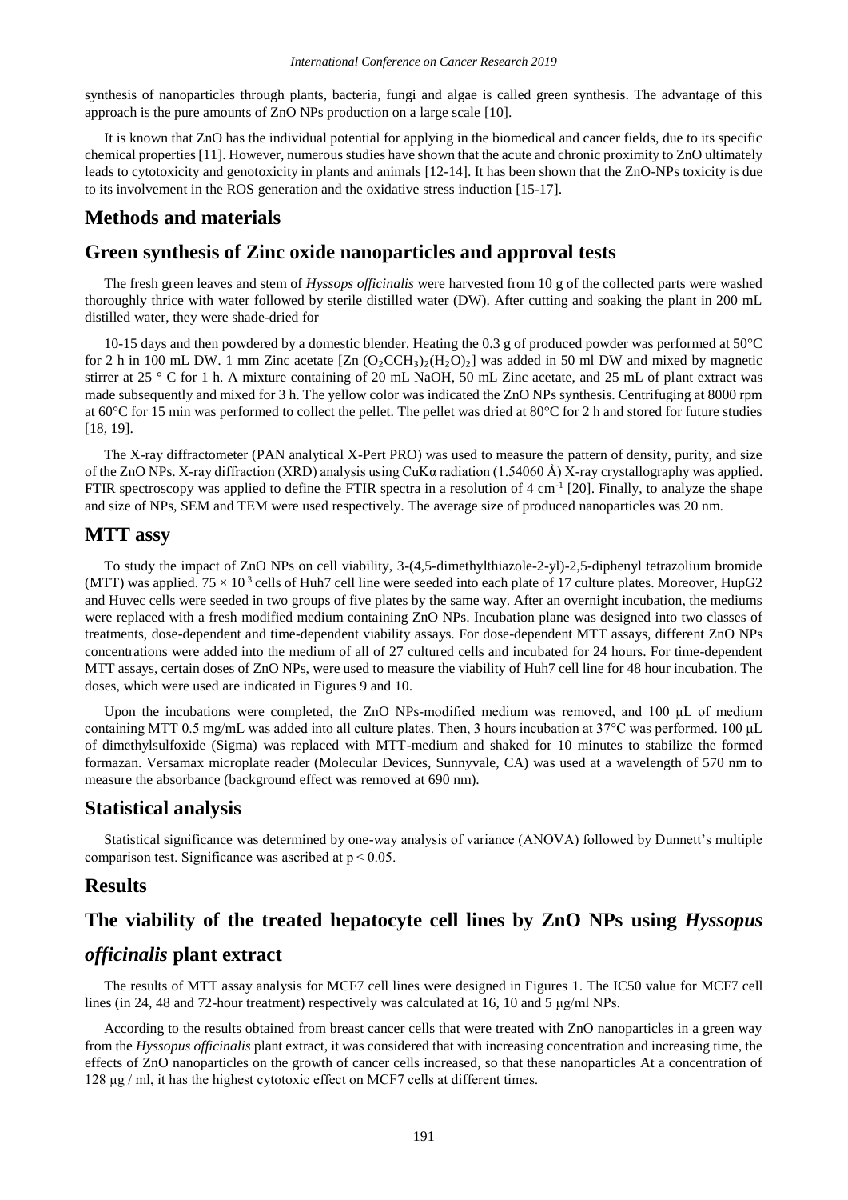synthesis of nanoparticles through plants, bacteria, fungi and algae is called green synthesis. The advantage of this approach is the pure amounts of ZnO NPs production on a large scale [10].

It is known that ZnO has the individual potential for applying in the biomedical and cancer fields, due to its specific chemical properties [11]. However, numerous studies have shown that the acute and chronic proximity to ZnO ultimately leads to cytotoxicity and genotoxicity in plants and animals [12-14]. It has been shown that the ZnO-NPs toxicity is due to its involvement in the ROS generation and the oxidative stress induction [15-17].

## Methods and materials

## Green synthesis of Zinc oxide nanoparticles and approval tests

The fresh green leaves and stem of *Hyssops officinalis* were harvested from 10 g of the collected parts were washed thoroughly thrice with water followed by sterile distilled water (DW). After cutting and soaking the plant in 200 mL distilled water, they were shade-dried for

10-15 days and then powdered by a domestic blender. Heating the 0.3 g of produced powder was performed at 50°C for 2 h in 100 mL DW. 1 mm Zinc acetate [$Zn(O_2CCH_3)_2(H_2O)_2$] was added in 50 ml DW and mixed by magnetic stirrer at 25 ° C for 1 h. A mixture containing of 20 mL NaOH, 50 mL Zinc acetate, and 25 mL of plant extract was made subsequently and mixed for 3 h. The yellow color was indicated the ZnO NPs synthesis. Centrifuging at 8000 rpm at 60°C for 15 min was performed to collect the pellet. The pellet was dried at 80°C for 2 h and stored for future studies [18, 19].

The X-ray diffractometer (PAN analytical X-Pert PRO) was used to measure the pattern of density, purity, and size of the ZnO NPs. X-ray diffraction (XRD) analysis using CuKα radiation (1.54060 Å) X-ray crystallography was applied. FTIR spectroscopy was applied to define the FTIR spectra in a resolution of 4 $cm^{-1}$ [20]. Finally, to analyze the shape and size of NPs, SEM and TEM were used respectively. The average size of produced nanoparticles was 20 nm.

## MTT assy

To study the impact of ZnO NPs on cell viability, 3-(4,5-dimethylthiazole-2-yl)-2,5-diphenyl tetrazolium bromide (MTT) was applied. $75 \times 10^3$ cells of Huh7 cell line were seeded into each plate of 17 culture plates. Moreover, HupG2 and Huvec cells were seeded in two groups of five plates by the same way. After an overnight incubation, the mediums were replaced with a fresh modified medium containing ZnO NPs. Incubation plane was designed into two classes of treatments, dose-dependent and time-dependent viability assays. For dose-dependent MTT assays, different ZnO NPs concentrations were added into the medium of all of 27 cultured cells and incubated for 24 hours. For time-dependent MTT assays, certain doses of ZnO NPs, were used to measure the viability of Huh7 cell line for 48 hour incubation. The doses, which were used are indicated in Figures 9 and 10.

Upon the incubations were completed, the ZnO NPs-modified medium was removed, and 100 µL of medium containing MTT 0.5 mg/mL was added into all culture plates. Then, 3 hours incubation at 37°C was performed. 100 µL of dimethylsulfoxide (Sigma) was replaced with MTT-medium and shaked for 10 minutes to stabilize the formed formazan. Versamax microplate reader (Molecular Devices, Sunnyvale, CA) was used at a wavelength of 570 nm to measure the absorbance (background effect was removed at 690 nm).

## Statistical analysis

Statistical significance was determined by one-way analysis of variance (ANOVA) followed by Dunnett's multiple comparison test. Significance was ascribed at $p < 0.05$.

## Results

## The viability of the treated hepatocyte cell lines by ZnO NPs using *Hyssopus officinalis* plant extract

The results of MTT assay analysis for MCF7 cell lines were designed in Figures 1. The IC50 value for MCF7 cell lines (in 24, 48 and 72-hour treatment) respectively was calculated at 16, 10 and 5 µg/ml NPs.

According to the results obtained from breast cancer cells that were treated with ZnO nanoparticles in a green way from the *Hyssopus officinalis* plant extract, it was considered that with increasing concentration and increasing time, the effects of ZnO nanoparticles on the growth of cancer cells increased, so that these nanoparticles At a concentration of 128 µg / ml, it has the highest cytotoxic effect on MCF7 cells at different times.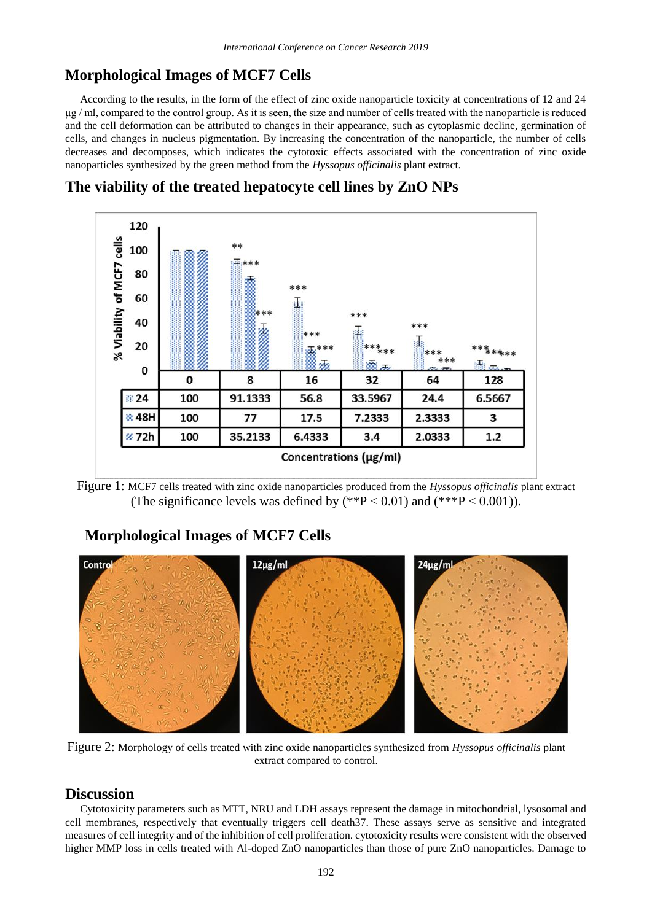## Morphological Images of MCF7 Cells

According to the results, in the form of the effect of zinc oxide nanoparticle toxicity at concentrations of 12 and 24 µg / ml, compared to the control group. As it is seen, the size and number of cells treated with the nanoparticle is reduced and the cell deformation can be attributed to changes in their appearance, such as cytoplasmic decline, germination of cells, and changes in nucleus pigmentation. By increasing the concentration of the nanoparticle, the number of cells decreases and decomposes, which indicates the cytotoxic effects associated with the concentration of zinc oxide nanoparticles synthesized by the green method from the *Hyssopus officinalis* plant extract.

## The viability of the treated hepatocyte cell lines by ZnO NPs

| | 0 | 8 | 16 | 32 | 64 | 128 |
|---|---|---|---|---|---|---|
| 24 | 100 | 91.1333 | 56.8 | 33.5967 | 24.4 | 6.5667 |
| 48H | 100 | 77 | 17.5 | 7.2333 | 2.3333 | 3 |
| 72h | 100 | 35.2133 | 6.4333 | 3.4 | 2.0333 | 1.2 |

Concentrations (µg/ml)

Figure 1: MCF7 cells treated with zinc oxide nanoparticles produced from the *Hyssopus officinalis* plant extract (The significance levels was defined by (**$P < 0.01$) and (***$P < 0.001$)).

## Morphological Images of MCF7 Cells

Figure 2: Morphology of cells treated with zinc oxide nanoparticles synthesized from *Hyssopus officinalis* plant extract compared to control.

## Discussion

Cytotoxicity parameters such as MTT, NRU and LDH assays represent the damage in mitochondrial, lysosomal and cell membranes, respectively that eventually triggers cell death37. These assays serve as sensitive and integrated measures of cell integrity and of the inhibition of cell proliferation. cytotoxicity results were consistent with the observed higher MMP loss in cells treated with Al-doped ZnO nanoparticles than those of pure ZnO nanoparticles. Damage to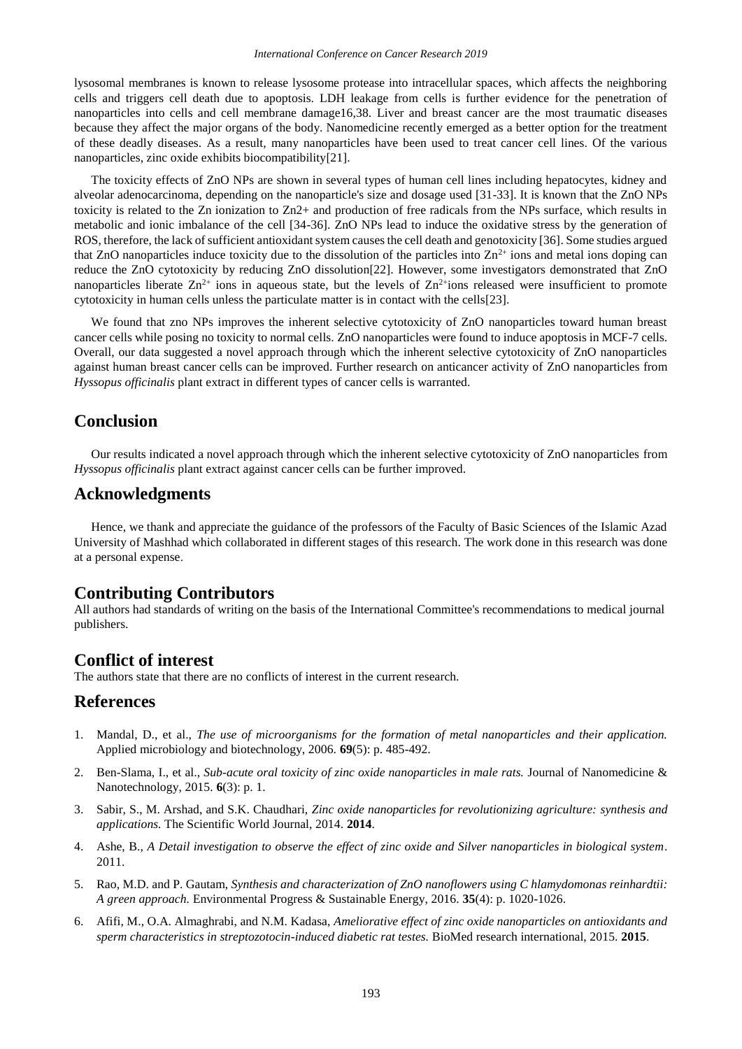lysosomal membranes is known to release lysosome protease into intracellular spaces, which affects the neighboring cells and triggers cell death due to apoptosis. LDH leakage from cells is further evidence for the penetration of nanoparticles into cells and cell membrane damage16,38. Liver and breast cancer are the most traumatic diseases because they affect the major organs of the body. Nanomedicine recently emerged as a better option for the treatment of these deadly diseases. As a result, many nanoparticles have been used to treat cancer cell lines. Of the various nanoparticles, zinc oxide exhibits biocompatibility[21].

The toxicity effects of ZnO NPs are shown in several types of human cell lines including hepatocytes, kidney and alveolar adenocarcinoma, depending on the nanoparticle's size and dosage used [31-33]. It is known that the ZnO NPs toxicity is related to the Zn ionization to Zn2+ and production of free radicals from the NPs surface, which results in metabolic and ionic imbalance of the cell [34-36]. ZnO NPs lead to induce the oxidative stress by the generation of ROS, therefore, the lack of sufficient antioxidant system causes the cell death and genotoxicity [36]. Some studies argued that ZnO nanoparticles induce toxicity due to the dissolution of the particles into $Zn^{2+}$ ions and metal ions doping can reduce the ZnO cytotoxicity by reducing ZnO dissolution[22]. However, some investigators demonstrated that ZnO nanoparticles liberate $Zn^{2+}$ ions in aqueous state, but the levels of $Zn^{2+}$ions released were insufficient to promote cytotoxicity in human cells unless the particulate matter is in contact with the cells[23].

We found that zno NPs improves the inherent selective cytotoxicity of ZnO nanoparticles toward human breast cancer cells while posing no toxicity to normal cells. ZnO nanoparticles were found to induce apoptosis in MCF-7 cells. Overall, our data suggested a novel approach through which the inherent selective cytotoxicity of ZnO nanoparticles against human breast cancer cells can be improved. Further research on anticancer activity of ZnO nanoparticles from *Hyssopus officinalis* plant extract in different types of cancer cells is warranted.

## Conclusion

Our results indicated a novel approach through which the inherent selective cytotoxicity of ZnO nanoparticles from *Hyssopus officinalis* plant extract against cancer cells can be further improved.

## Acknowledgments

Hence, we thank and appreciate the guidance of the professors of the Faculty of Basic Sciences of the Islamic Azad University of Mashhad which collaborated in different stages of this research. The work done in this research was done at a personal expense.

## Contributing Contributors

All authors had standards of writing on the basis of the International Committee's recommendations to medical journal publishers.

## Conflict of interest

The authors state that there are no conflicts of interest in the current research.

## References

1. Mandal, D., et al., *The use of microorganisms for the formation of metal nanoparticles and their application.* Applied microbiology and biotechnology, 2006. **69**(5): p. 485-492.
2. Ben-Slama, I., et al., *Sub-acute oral toxicity of zinc oxide nanoparticles in male rats.* Journal of Nanomedicine & Nanotechnology, 2015. **6**(3): p. 1.
3. Sabir, S., M. Arshad, and S.K. Chaudhari, *Zinc oxide nanoparticles for revolutionizing agriculture: synthesis and applications.* The Scientific World Journal, 2014. **2014**.
4. Ashe, B., *A Detail investigation to observe the effect of zinc oxide and Silver nanoparticles in biological system*. 2011.
5. Rao, M.D. and P. Gautam, *Synthesis and characterization of ZnO nanoflowers using C hlamydomonas reinhardtii: A green approach.* Environmental Progress & Sustainable Energy, 2016. **35**(4): p. 1020-1026.
6. Afifi, M., O.A. Almaghrabi, and N.M. Kadasa, *Ameliorative effect of zinc oxide nanoparticles on antioxidants and sperm characteristics in streptozotocin-induced diabetic rat testes.* BioMed research international, 2015. **2015**.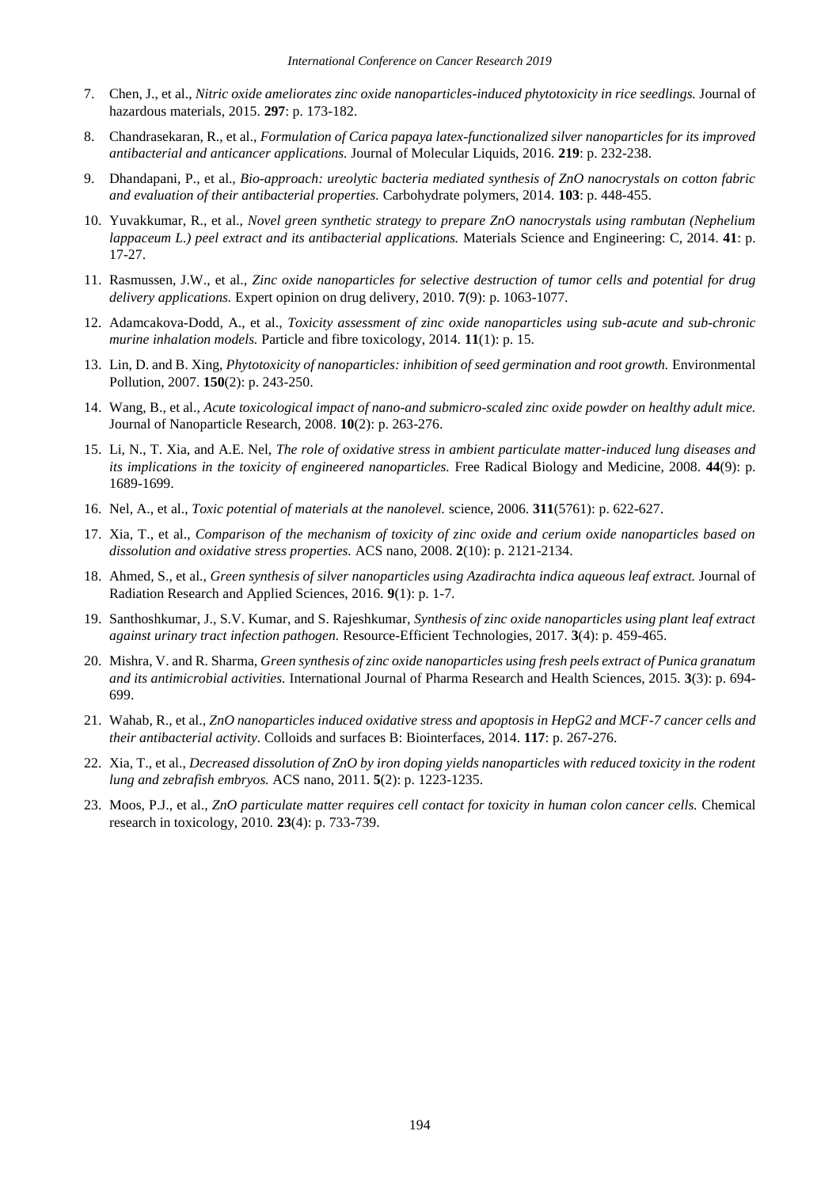7. Chen, J., et al., *Nitric oxide ameliorates zinc oxide nanoparticles-induced phytotoxicity in rice seedlings.* Journal of hazardous materials, 2015. **297**: p. 173-182.
8. Chandrasekaran, R., et al., *Formulation of Carica papaya latex-functionalized silver nanoparticles for its improved antibacterial and anticancer applications.* Journal of Molecular Liquids, 2016. **219**: p. 232-238.
9. Dhandapani, P., et al., *Bio-approach: ureolytic bacteria mediated synthesis of ZnO nanocrystals on cotton fabric and evaluation of their antibacterial properties.* Carbohydrate polymers, 2014. **103**: p. 448-455.
10. Yuvakkumar, R., et al., *Novel green synthetic strategy to prepare ZnO nanocrystals using rambutan (Nephelium lappaceum L.) peel extract and its antibacterial applications.* Materials Science and Engineering: C, 2014. **41**: p. 17-27.
11. Rasmussen, J.W., et al., *Zinc oxide nanoparticles for selective destruction of tumor cells and potential for drug delivery applications.* Expert opinion on drug delivery, 2010. **7**(9): p. 1063-1077.
12. Adamcakova-Dodd, A., et al., *Toxicity assessment of zinc oxide nanoparticles using sub-acute and sub-chronic murine inhalation models.* Particle and fibre toxicology, 2014. **11**(1): p. 15.
13. Lin, D. and B. Xing, *Phytotoxicity of nanoparticles: inhibition of seed germination and root growth.* Environmental Pollution, 2007. **150**(2): p. 243-250.
14. Wang, B., et al., *Acute toxicological impact of nano-and submicro-scaled zinc oxide powder on healthy adult mice.* Journal of Nanoparticle Research, 2008. **10**(2): p. 263-276.
15. Li, N., T. Xia, and A.E. Nel, *The role of oxidative stress in ambient particulate matter-induced lung diseases and its implications in the toxicity of engineered nanoparticles.* Free Radical Biology and Medicine, 2008. **44**(9): p. 1689-1699.
16. Nel, A., et al., *Toxic potential of materials at the nanolevel.* science, 2006. **311**(5761): p. 622-627.
17. Xia, T., et al., *Comparison of the mechanism of toxicity of zinc oxide and cerium oxide nanoparticles based on dissolution and oxidative stress properties.* ACS nano, 2008. **2**(10): p. 2121-2134.
18. Ahmed, S., et al., *Green synthesis of silver nanoparticles using Azadirachta indica aqueous leaf extract.* Journal of Radiation Research and Applied Sciences, 2016. **9**(1): p. 1-7.
19. Santhoshkumar, J., S.V. Kumar, and S. Rajeshkumar, *Synthesis of zinc oxide nanoparticles using plant leaf extract against urinary tract infection pathogen.* Resource-Efficient Technologies, 2017. **3**(4): p. 459-465.
20. Mishra, V. and R. Sharma, *Green synthesis of zinc oxide nanoparticles using fresh peels extract of Punica granatum and its antimicrobial activities.* International Journal of Pharma Research and Health Sciences, 2015. **3**(3): p. 694-699.
21. Wahab, R., et al., *ZnO nanoparticles induced oxidative stress and apoptosis in HepG2 and MCF-7 cancer cells and their antibacterial activity.* Colloids and surfaces B: Biointerfaces, 2014. **117**: p. 267-276.
22. Xia, T., et al., *Decreased dissolution of ZnO by iron doping yields nanoparticles with reduced toxicity in the rodent lung and zebrafish embryos.* ACS nano, 2011. **5**(2): p. 1223-1235.
23. Moos, P.J., et al., *ZnO particulate matter requires cell contact for toxicity in human colon cancer cells.* Chemical research in toxicology, 2010. **23**(4): p. 733-739.